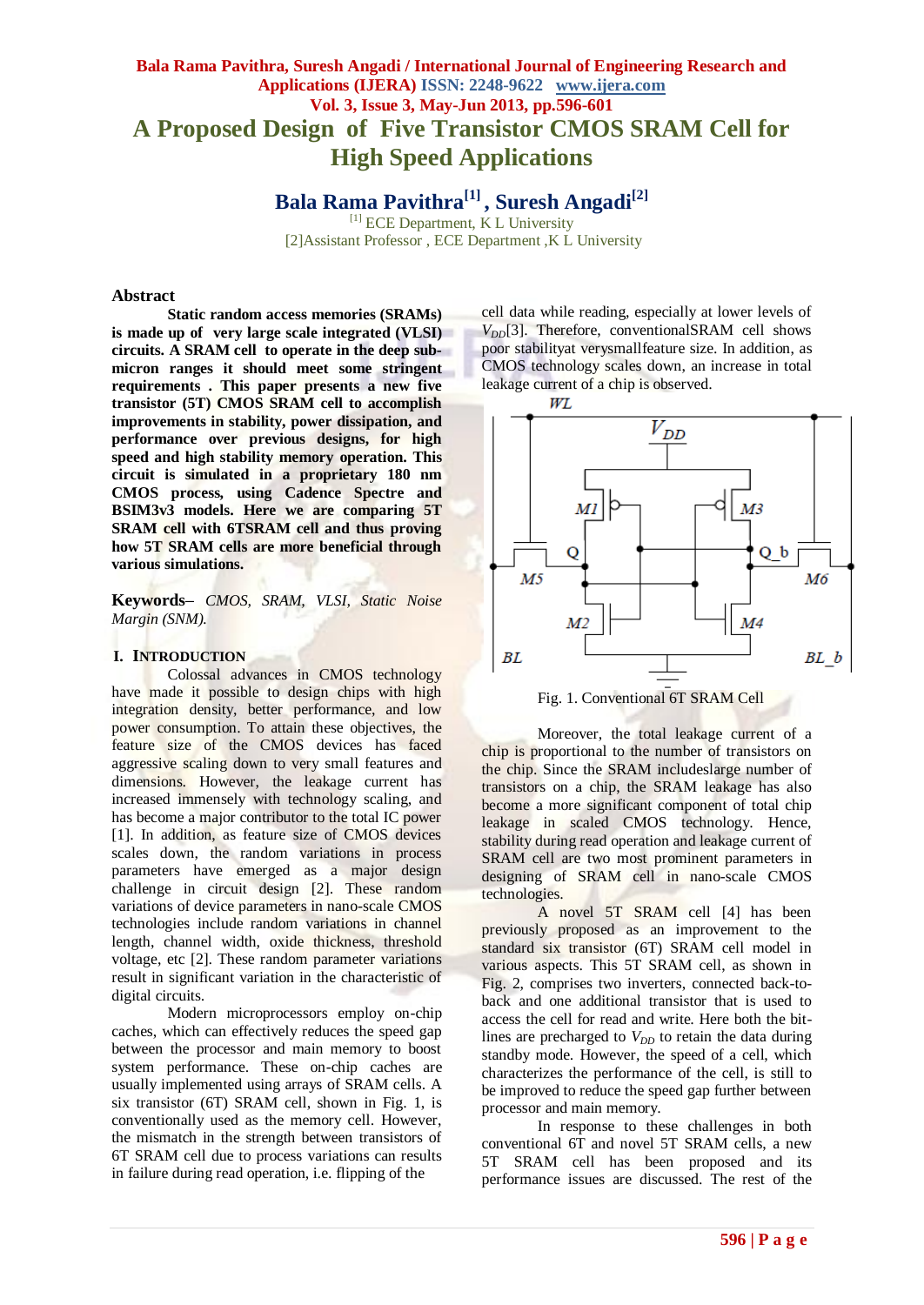# A Proposed Design of Five Transistor CMOS SRAM Cell for High Speed Applications

## Bala Rama Pavithra[1], Suresh Angadi[2]

[1] ECE Department, K L University
[2]Assistant Professor , ECE Department ,K L University

### Abstract

**Static random access memories (SRAMs) is made up of very large scale integrated (VLSI) circuits. A SRAM cell to operate in the deep sub-micron ranges it should meet some stringent requirements . This paper presents a new five transistor (5T) CMOS SRAM cell to accomplish improvements in stability, power dissipation, and performance over previous designs, for high speed and high stability memory operation. This circuit is simulated in a proprietary 180 nm CMOS process, using Cadence Spectre and BSIM3v3 models. Here we are comparing 5T SRAM cell with 6TSRAM cell and thus proving how 5T SRAM cells are more beneficial through various simulations.**

**Keywords–** *CMOS, SRAM, VLSI, Static Noise Margin (SNM).*

## I. Introduction

Colossal advances in CMOS technology have made it possible to design chips with high integration density, better performance, and low power consumption. To attain these objectives, the feature size of the CMOS devices has faced aggressive scaling down to very small features and dimensions. However, the leakage current has increased immensely with technology scaling, and has become a major contributor to the total IC power [1]. In addition, as feature size of CMOS devices scales down, the random variations in process parameters have emerged as a major design challenge in circuit design [2]. These random variations of device parameters in nano-scale CMOS technologies include random variations in channel length, channel width, oxide thickness, threshold voltage, etc [2]. These random parameter variations result in significant variation in the characteristic of digital circuits.

Modern microprocessors employ on-chip caches, which can effectively reduces the speed gap between the processor and main memory to boost system performance. These on-chip caches are usually implemented using arrays of SRAM cells. A six transistor (6T) SRAM cell, shown in Fig. 1, is conventionally used as the memory cell. However, the mismatch in the strength between transistors of 6T SRAM cell due to process variations can results in failure during read operation, i.e. flipping of the cell data while reading, especially at lower levels of $V_{DD}$[3]. Therefore, conventionalSRAM cell shows poor stabilityat verysmallfeature size. In addition, as CMOS technology scales down, an increase in total leakage current of a chip is observed.

Fig. 1. Conventional 6T SRAM Cell

Moreover, the total leakage current of a chip is proportional to the number of transistors on the chip. Since the SRAM includeslarge number of transistors on a chip, the SRAM leakage has also become a more significant component of total chip leakage in scaled CMOS technology. Hence, stability during read operation and leakage current of SRAM cell are two most prominent parameters in designing of SRAM cell in nano-scale CMOS technologies.

A novel 5T SRAM cell [4] has been previously proposed as an improvement to the standard six transistor (6T) SRAM cell model in various aspects. This 5T SRAM cell, as shown in Fig. 2, comprises two inverters, connected back-to-back and one additional transistor that is used to access the cell for read and write. Here both the bit-lines are precharged to $V_{DD}$ to retain the data during standby mode. However, the speed of a cell, which characterizes the performance of the cell, is still to be improved to reduce the speed gap further between processor and main memory.

In response to these challenges in both conventional 6T and novel 5T SRAM cells, a new 5T SRAM cell has been proposed and its performance issues are discussed. The rest of the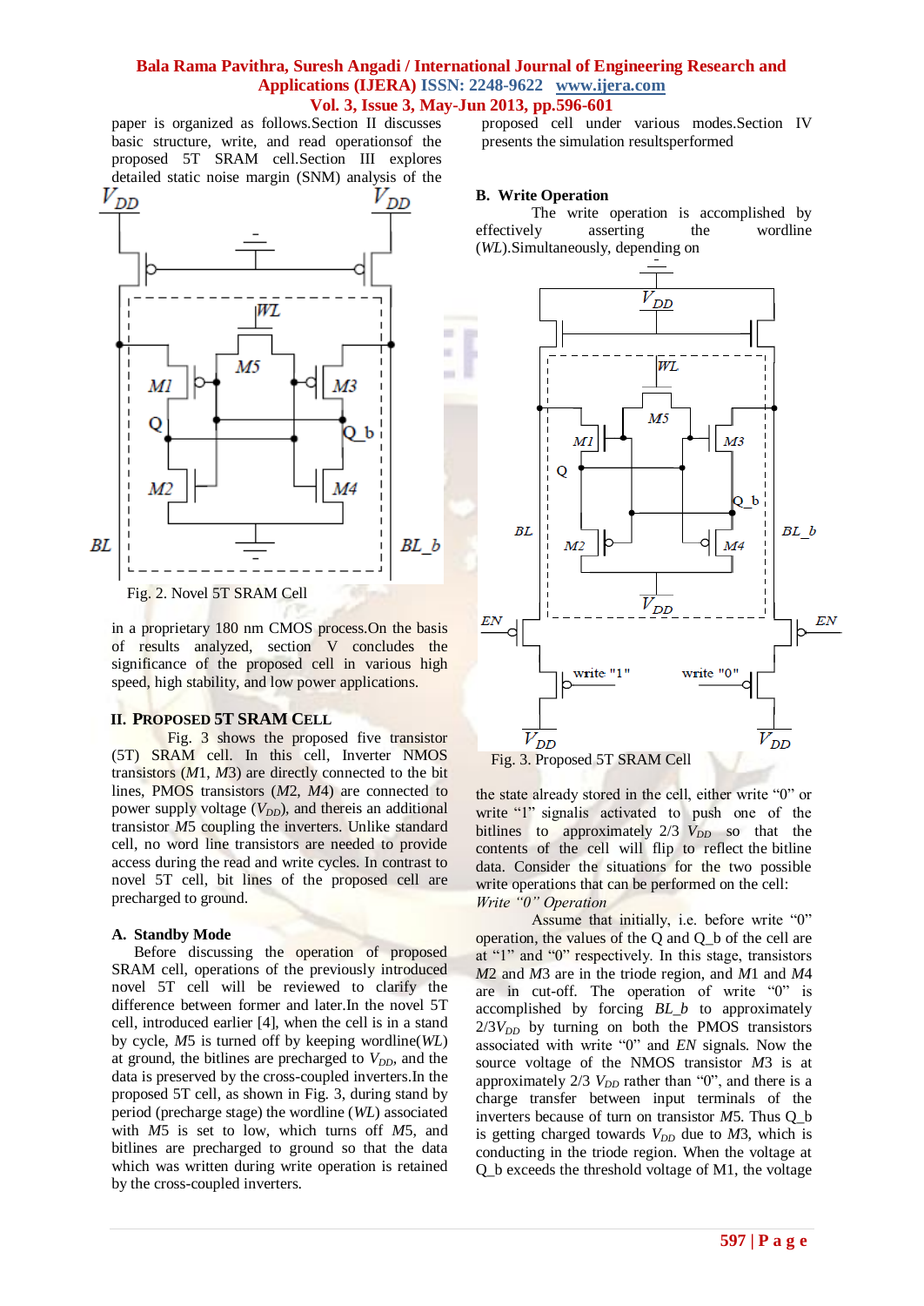paper is organized as follows.Section II discusses basic structure, write, and read operationsof the proposed 5T SRAM cell.Section III explores detailed static noise margin (SNM) analysis of the proposed cell under various modes.Section IV presents the simulation resultsperformed in a proprietary 180 nm CMOS process.On the basis of results analyzed, section V concludes the significance of the proposed cell in various high speed, high stability, and low power applications.

Fig. 2. Novel 5T SRAM Cell

## II. Proposed 5T SRAM Cell

Fig. 3 shows the proposed five transistor (5T) SRAM cell. In this cell, Inverter NMOS transistors (*M*1, *M*3) are directly connected to the bit lines, PMOS transistors (*M*2, *M*4) are connected to power supply voltage ($V_{DD}$), and thereis an additional transistor *M*5 coupling the inverters. Unlike standard cell, no word line transistors are needed to provide access during the read and write cycles. In contrast to novel 5T cell, bit lines of the proposed cell are precharged to ground.

### A. Standby Mode

Before discussing the operation of proposed SRAM cell, operations of the previously introduced novel 5T cell will be reviewed to clarify the difference between former and later.In the novel 5T cell, introduced earlier [4], when the cell is in a stand by cycle, *M*5 is turned off by keeping wordline(*WL*) at ground, the bitlines are precharged to $V_{DD}$, and the data is preserved by the cross-coupled inverters.In the proposed 5T cell, as shown in Fig. 3, during stand by period (precharge stage) the wordline (*WL*) associated with *M*5 is set to low, which turns off *M*5, and bitlines are precharged to ground so that the data which was written during write operation is retained by the cross-coupled inverters.

### B. Write Operation

The write operation is accomplished by effectively asserting the wordline (*WL*).Simultaneously, depending on the state already stored in the cell, either write "0" or write "1" signalis activated to push one of the bitlines to approximately 2/3 $V_{DD}$ so that the contents of the cell will flip to reflect the bitline data. Consider the situations for the two possible write operations that can be performed on the cell:

*Write "0" Operation*

Assume that initially, i.e. before write "0" operation, the values of the Q and Q_b of the cell are at "1" and "0" respectively. In this stage, transistors *M*2 and *M*3 are in the triode region, and *M*1 and *M*4 are in cut-off. The operation of write "0" is accomplished by forcing *BL_b* to approximately $2/3V_{DD}$ by turning on both the PMOS transistors associated with write "0" and *EN* signals. Now the source voltage of the NMOS transistor *M*3 is at approximately 2/3 $V_{DD}$ rather than "0", and there is a charge transfer between input terminals of the inverters because of turn on transistor *M*5. Thus Q_b is getting charged towards $V_{DD}$ due to *M*3, which is conducting in the triode region. When the voltage at Q_b exceeds the threshold voltage of M1, the voltage

Fig. 3. Proposed 5T SRAM Cell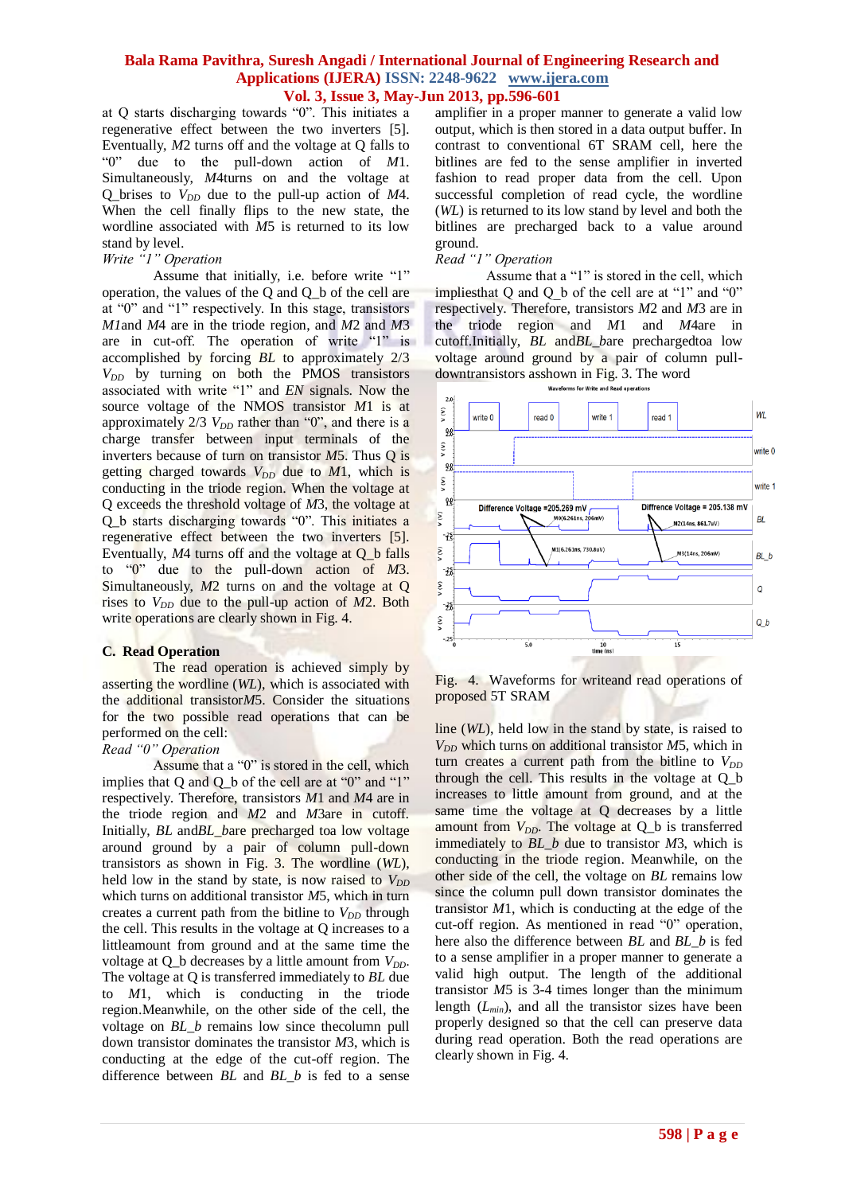at Q starts discharging towards "0". This initiates a regenerative effect between the two inverters [5]. Eventually, *M2* turns off and the voltage at Q falls to "0" due to the pull-down action of *M1*. Simultaneously, *M4*turns on and the voltage at Q_brises to $V_{DD}$ due to the pull-up action of *M4*. When the cell finally flips to the new state, the wordline associated with *M5* is returned to its low stand by level.

*Write "1" Operation*

Assume that initially, i.e. before write "1" operation, the values of the Q and Q_b of the cell are at "0" and "1" respectively. In this stage, transistors *M1*and *M4* are in the triode region, and *M2* and *M3* are in cut-off. The operation of write "1" is accomplished by forcing *BL* to approximately 2/3 $V_{DD}$ by turning on both the PMOS transistors associated with write "1" and *EN* signals. Now the source voltage of the NMOS transistor *M1* is at approximately 2/3 $V_{DD}$ rather than "0", and there is a charge transfer between input terminals of the inverters because of turn on transistor *M5*. Thus Q is getting charged towards $V_{DD}$ due to *M1*, which is conducting in the triode region. When the voltage at Q exceeds the threshold voltage of *M3*, the voltage at Q_b starts discharging towards "0". This initiates a regenerative effect between the two inverters [5]. Eventually, *M4* turns off and the voltage at Q_b falls to "0" due to the pull-down action of *M3*. Simultaneously, *M2* turns on and the voltage at Q rises to $V_{DD}$ due to the pull-up action of *M2*. Both write operations are clearly shown in Fig. 4.

### C. Read Operation

The read operation is achieved simply by asserting the wordline (*WL*), which is associated with the additional transistor*M5*. Consider the situations for the two possible read operations that can be performed on the cell:

*Read "0" Operation*

Assume that a "0" is stored in the cell, which implies that Q and Q_b of the cell are at "0" and "1" respectively. Therefore, transistors *M1* and *M4* are in the triode region and *M2* and *M3*are in cutoff. Initially, *BL* and*BL_b*are precharged toa low voltage around ground by a pair of column pull-down transistors as shown in Fig. 3. The wordline (*WL*), held low in the stand by state, is now raised to $V_{DD}$ which turns on additional transistor *M5*, which in turn creates a current path from the bitline to $V_{DD}$ through the cell. This results in the voltage at Q increases to a littleamount from ground and at the same time the voltage at Q_b decreases by a little amount from $V_{DD}$. The voltage at Q is transferred immediately to *BL* due to *M1*, which is conducting in the triode region.Meanwhile, on the other side of the cell, the voltage on *BL_b* remains low since thecolumn pull down transistor dominates the transistor *M3*, which is conducting at the edge of the cut-off region. The difference between *BL* and *BL_b* is fed to a sense amplifier in a proper manner to generate a valid low output, which is then stored in a data output buffer. In contrast to conventional 6T SRAM cell, here the bitlines are fed to the sense amplifier in inverted fashion to read proper data from the cell. Upon successful completion of read cycle, the wordline (*WL*) is returned to its low stand by level and both the bitlines are precharged back to a value around ground.

*Read "1" Operation*

Assume that a "1" is stored in the cell, which impliesthat Q and Q_b of the cell are at "1" and "0" respectively. Therefore, transistors *M2* and *M3* are in the triode region and *M1* and *M4*are in cutoff.Initially, *BL* and*BL_b*are prechargedtoa low voltage around ground by a pair of column pull-downtransistors asshown in Fig. 3. The word line (*WL*), held low in the stand by state, is raised to $V_{DD}$ which turns on additional transistor *M5*, which in turn creates a current path from the bitline to $V_{DD}$ through the cell. This results in the voltage at Q_b increases to little amount from ground, and at the same time the voltage at Q decreases by a little amount from $V_{DD}$. The voltage at Q_b is transferred immediately to *BL_b* due to transistor *M3*, which is conducting in the triode region. Meanwhile, on the other side of the cell, the voltage on *BL* remains low since the column pull down transistor dominates the transistor *M1*, which is conducting at the edge of the cut-off region. As mentioned in read "0" operation, here also the difference between *BL* and *BL_b* is fed to a sense amplifier in a proper manner to generate a valid high output. The length of the additional transistor *M5* is 3-4 times longer than the minimum length ($L_{min}$), and all the transistor sizes have been properly designed so that the cell can preserve data during read operation. Both the read operations are clearly shown in Fig. 4.

Fig. 4. Waveforms for writeand read operations of proposed 5T SRAM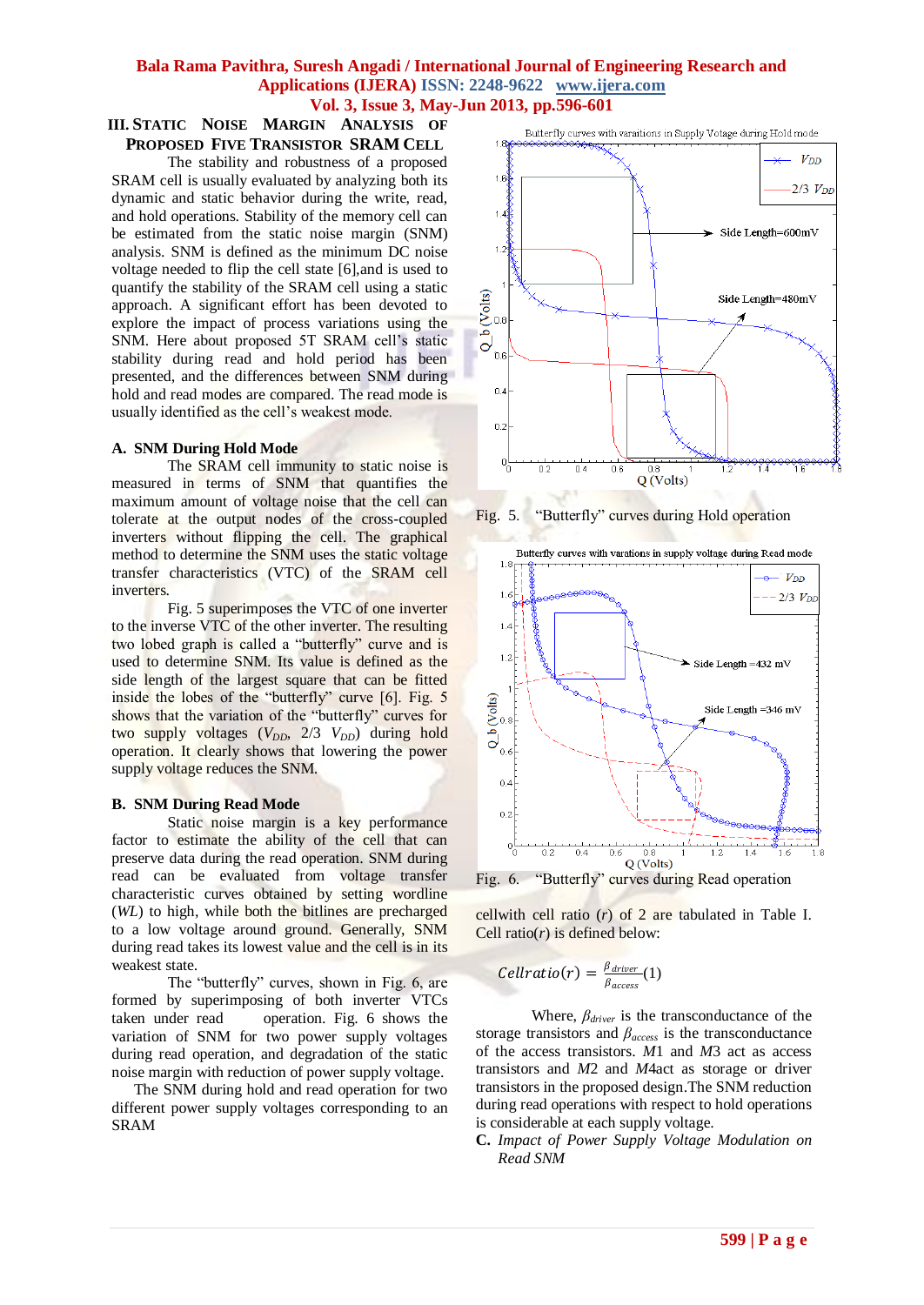### III. STATIC NOISE MARGIN ANALYSIS OF PROPOSED FIVE TRANSISTOR SRAM CELL

The stability and robustness of a proposed SRAM cell is usually evaluated by analyzing both its dynamic and static behavior during the write, read, and hold operations. Stability of the memory cell can be estimated from the static noise margin (SNM) analysis. SNM is defined as the minimum DC noise voltage needed to flip the cell state [6],and is used to quantify the stability of the SRAM cell using a static approach. A significant effort has been devoted to explore the impact of process variations using the SNM. Here about proposed 5T SRAM cell's static stability during read and hold period has been presented, and the differences between SNM during hold and read modes are compared. The read mode is usually identified as the cell's weakest mode.

#### A. SNM During Hold Mode

The SRAM cell immunity to static noise is measured in terms of SNM that quantifies the maximum amount of voltage noise that the cell can tolerate at the output nodes of the cross-coupled inverters without flipping the cell. The graphical method to determine the SNM uses the static voltage transfer characteristics (VTC) of the SRAM cell inverters.

Fig. 5 superimposes the VTC of one inverter to the inverse VTC of the other inverter. The resulting two lobed graph is called a "butterfly" curve and is used to determine SNM. Its value is defined as the side length of the largest square that can be fitted inside the lobes of the "butterfly" curve [6]. Fig. 5 shows that the variation of the "butterfly" curves for two supply voltages ($V_{DD}$, 2/3 $V_{DD}$) during hold operation. It clearly shows that lowering the power supply voltage reduces the SNM.

#### B. SNM During Read Mode

Static noise margin is a key performance factor to estimate the ability of the cell that can preserve data during the read operation. SNM during read can be evaluated from voltage transfer characteristic curves obtained by setting wordline (*WL*) to high, while both the bitlines are precharged to a low voltage around ground. Generally, SNM during read takes its lowest value and the cell is in its weakest state.

The "butterfly" curves, shown in Fig. 6, are formed by superimposing of both inverter VTCs taken under read operation. Fig. 6 shows the variation of SNM for two power supply voltages during read operation, and degradation of the static noise margin with reduction of power supply voltage.

The SNM during hold and read operation for two different power supply voltages corresponding to an SRAM

Fig. 5. "Butterfly" curves during Hold operation

Fig. 6. "Butterfly" curves during Read operation

cellwith cell ratio (*r*) of 2 are tabulated in Table I. Cell ratio(*r*) is defined below:

$$Cellratio(r) = \frac{\beta_{driver}}{\beta_{access}} \quad (1)$$

Where, $\beta_{driver}$ is the transconductance of the storage transistors and $\beta_{access}$ is the transconductance of the access transistors. *M*1 and *M*3 act as access transistors and *M*2 and *M*4act as storage or driver transistors in the proposed design.The SNM reduction during read operations with respect to hold operations is considerable at each supply voltage.

**C.** *Impact of Power Supply Voltage Modulation on Read SNM*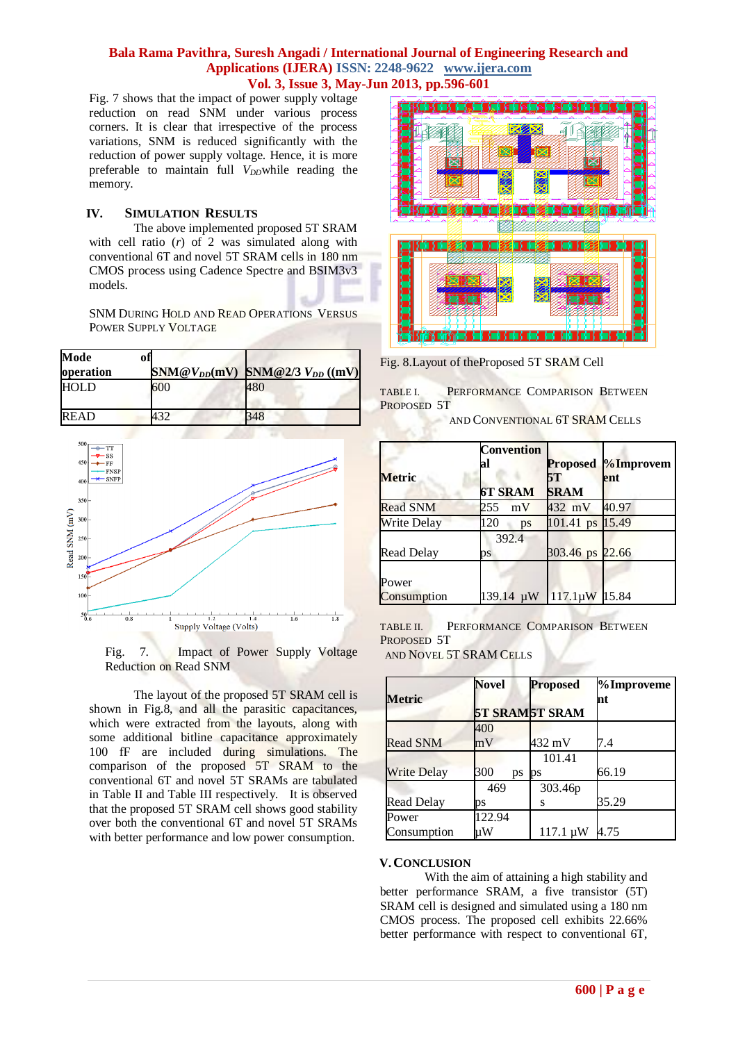Fig. 7 shows that the impact of power supply voltage reduction on read SNM under various process corners. It is clear that irrespective of the process variations, SNM is reduced significantly with the reduction of power supply voltage. Hence, it is more preferable to maintain full $V_{DD}$ while reading the memory.

## IV. SIMULATION RESULTS

The above implemented proposed 5T SRAM with cell ratio ($r$) of 2 was simulated along with conventional 6T and novel 5T SRAM cells in 180 nm CMOS process using Cadence Spectre and BSIM3v3 models.

SNM DURING HOLD AND READ OPERATIONS VERSUS POWER SUPPLY VOLTAGE

| Mode of operation | SNM@$V_{DD}$(mV) | SNM@2/3 $V_{DD}$ ((mV) |
|---|---|---|
| HOLD | 600 | 480 |
| READ | 432 | 348 |

Fig. 7. Impact of Power Supply Voltage Reduction on Read SNM

The layout of the proposed 5T SRAM cell is shown in Fig.8, and all the parasitic capacitances, which were extracted from the layouts, along with some additional bitline capacitance approximately 100 fF are included during simulations. The comparison of the proposed 5T SRAM to the conventional 6T and novel 5T SRAMs are tabulated in Table II and Table III respectively. It is observed that the proposed 5T SRAM cell shows good stability over both the conventional 6T and novel 5T SRAMs with better performance and low power consumption.

Fig. 8.Layout of theProposed 5T SRAM Cell

TABLE I. PERFORMANCE COMPARISON BETWEEN PROPOSED 5T AND CONVENTIONAL 6T SRAM CELLS

| Metric | Conventional 6T SRAM | Proposed 5T SRAM | %Improvement |
|---|---|---|---|
| Read SNM | 255 mV | 432 mV | 40.97 |
| Write Delay | 120 ps | 101.41 ps | 15.49 |
| Read Delay | 392.4 ps | 303.46 ps | 22.66 |
| Power Consumption | 139.14 µW | 117.1µW | 15.84 |

TABLE II. PERFORMANCE COMPARISON BETWEEN PROPOSED 5T AND NOVEL 5T SRAM CELLS

| Metric | Novel 5T SRAM | Proposed 5T SRAM | %Improvement |
|---|---|---|---|
| Read SNM | 400 mV | 432 mV | 7.4 |
| Write Delay | 300 ps | 101.41 ps | 66.19 |
| Read Delay | 469 ps | 303.46ps | 35.29 |
| Power Consumption | 122.94 µW | 117.1 µW | 4.75 |

## V. CONCLUSION

With the aim of attaining a high stability and better performance SRAM, a five transistor (5T) SRAM cell is designed and simulated using a 180 nm CMOS process. The proposed cell exhibits 22.66% better performance with respect to conventional 6T,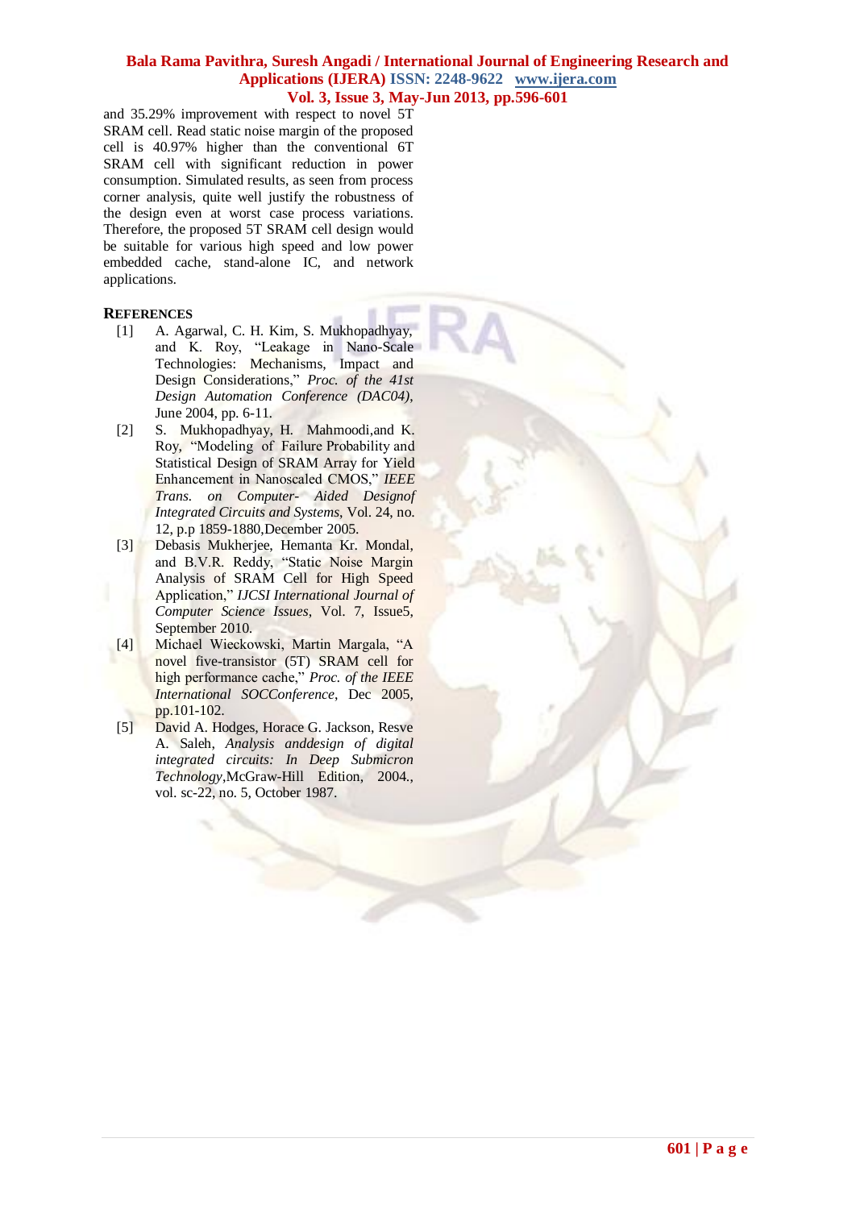and 35.29% improvement with respect to novel 5T SRAM cell. Read static noise margin of the proposed cell is 40.97% higher than the conventional 6T SRAM cell with significant reduction in power consumption. Simulated results, as seen from process corner analysis, quite well justify the robustness of the design even at worst case process variations. Therefore, the proposed 5T SRAM cell design would be suitable for various high speed and low power embedded cache, stand-alone IC, and network applications.

## REFERENCES

[1] A. Agarwal, C. H. Kim, S. Mukhopadhyay, and K. Roy, "Leakage in Nano-Scale Technologies: Mechanisms, Impact and Design Considerations," *Proc. of the 41st Design Automation Conference (DAC04)*, June 2004, pp. 6-11.

[2] S. Mukhopadhyay, H. Mahmoodi,and K. Roy, "Modeling of Failure Probability and Statistical Design of SRAM Array for Yield Enhancement in Nanoscaled CMOS," *IEEE Trans. on Computer- Aided Designof Integrated Circuits and Systems*, Vol. 24, no. 12, p.p 1859-1880,December 2005.

[3] Debasis Mukherjee, Hemanta Kr. Mondal, and B.V.R. Reddy, "Static Noise Margin Analysis of SRAM Cell for High Speed Application," *IJCSI International Journal of Computer Science Issues*, Vol. 7, Issue5, September 2010.

[4] Michael Wieckowski, Martin Margala, "A novel five-transistor (5T) SRAM cell for high performance cache," *Proc. of the IEEE International SOCConference*, Dec 2005, pp.101-102.

[5] David A. Hodges, Horace G. Jackson, Resve A. Saleh, *Analysis anddesign of digital integrated circuits: In Deep Submicron Technology*,McGraw-Hill Edition, 2004., vol. sc-22, no. 5, October 1987.